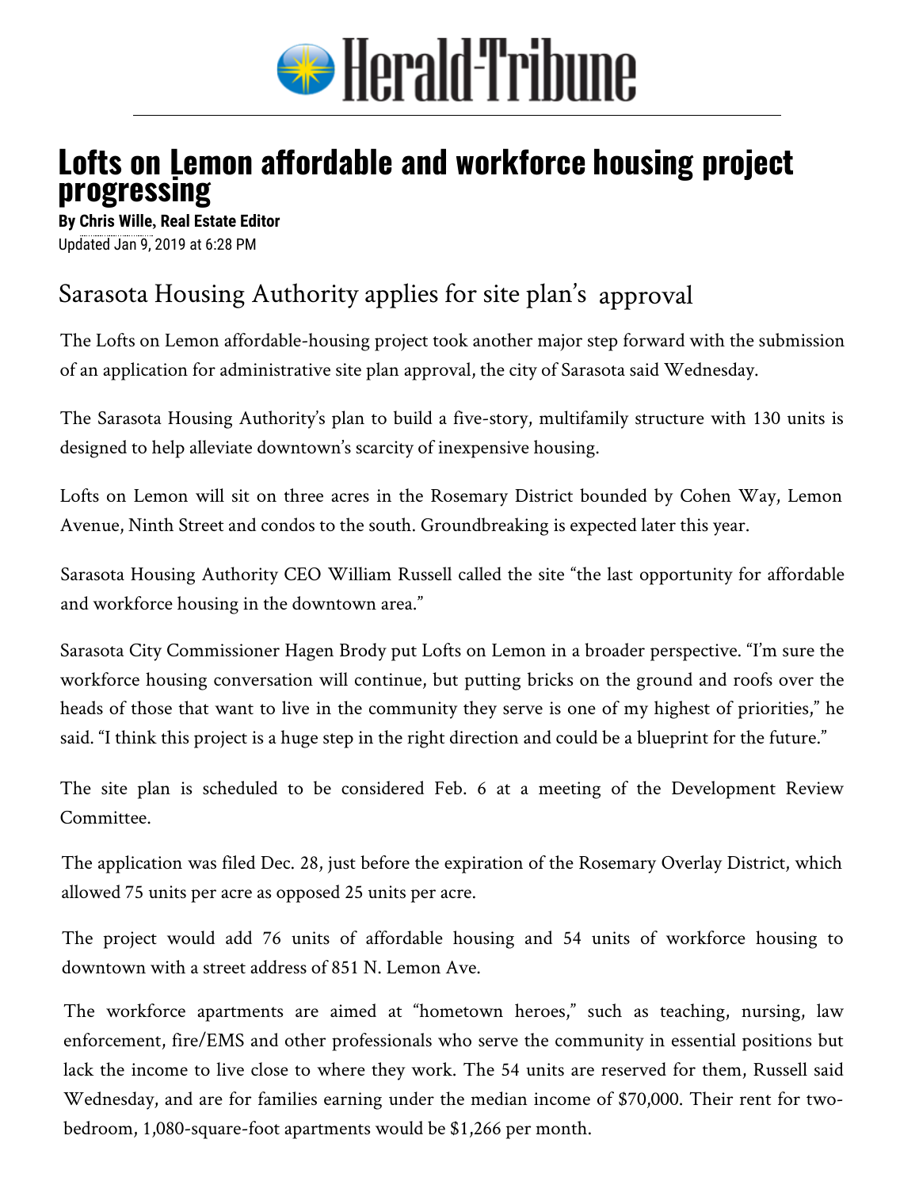# Herald-Tribune

# Lofts on Lemon affordable and workforce housing project progressing

**By Chris Wille, Real Estate Editor**
Updated Jan 9, 2019 at 6:28 PM

## Sarasota Housing Authority applies for site plan's approval

The Lofts on Lemon affordable-housing project took another major step forward with the submission of an application for administrative site plan approval, the city of Sarasota said Wednesday.

The Sarasota Housing Authority's plan to build a five-story, multifamily structure with 130 units is designed to help alleviate downtown's scarcity of inexpensive housing.

Lofts on Lemon will sit on three acres in the Rosemary District bounded by Cohen Way, Lemon Avenue, Ninth Street and condos to the south. Groundbreaking is expected later this year.

Sarasota Housing Authority CEO William Russell called the site "the last opportunity for affordable and workforce housing in the downtown area."

Sarasota City Commissioner Hagen Brody put Lofts on Lemon in a broader perspective. "I'm sure the workforce housing conversation will continue, but putting bricks on the ground and roofs over the heads of those that want to live in the community they serve is one of my highest of priorities," he said. "I think this project is a huge step in the right direction and could be a blueprint for the future."

The site plan is scheduled to be considered Feb. 6 at a meeting of the Development Review Committee.

The application was filed Dec. 28, just before the expiration of the Rosemary Overlay District, which allowed 75 units per acre as opposed 25 units per acre.

The project would add 76 units of affordable housing and 54 units of workforce housing to downtown with a street address of 851 N. Lemon Ave.

The workforce apartments are aimed at "hometown heroes," such as teaching, nursing, law enforcement, fire/EMS and other professionals who serve the community in essential positions but lack the income to live close to where they work. The 54 units are reserved for them, Russell said Wednesday, and are for families earning under the median income of $70,000. Their rent for two-bedroom, 1,080-square-foot apartments would be $1,266 per month.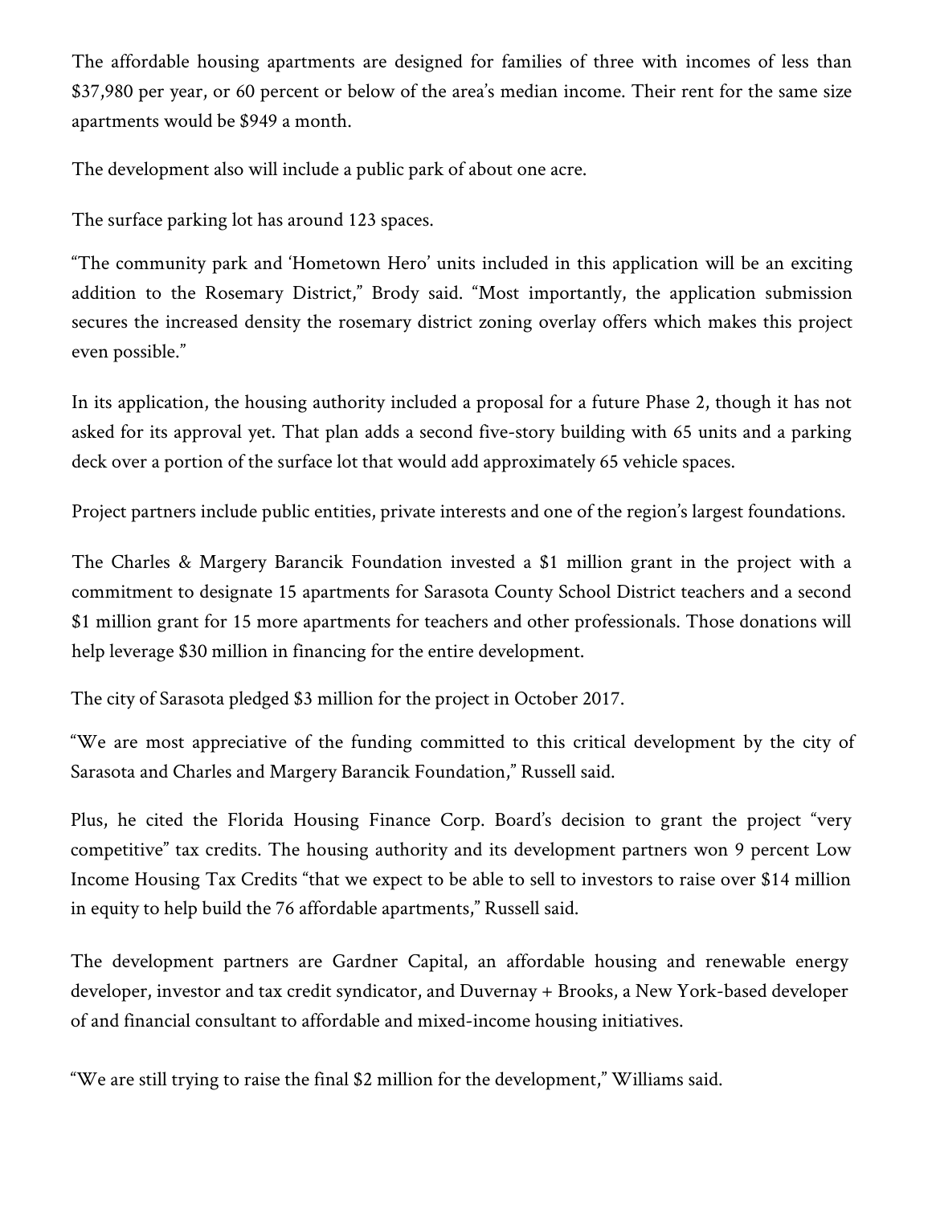The affordable housing apartments are designed for families of three with incomes of less than $37,980 per year, or 60 percent or below of the area's median income. Their rent for the same size apartments would be $949 a month.

The development also will include a public park of about one acre.

The surface parking lot has around 123 spaces.

"The community park and 'Hometown Hero' units included in this application will be an exciting addition to the Rosemary District," Brody said. "Most importantly, the application submission secures the increased density the rosemary district zoning overlay offers which makes this project even possible."

In its application, the housing authority included a proposal for a future Phase 2, though it has not asked for its approval yet. That plan adds a second five-story building with 65 units and a parking deck over a portion of the surface lot that would add approximately 65 vehicle spaces.

Project partners include public entities, private interests and one of the region's largest foundations.

The Charles & Margery Barancik Foundation invested a $1 million grant in the project with a commitment to designate 15 apartments for Sarasota County School District teachers and a second $1 million grant for 15 more apartments for teachers and other professionals. Those donations will help leverage $30 million in financing for the entire development.

The city of Sarasota pledged $3 million for the project in October 2017.

"We are most appreciative of the funding committed to this critical development by the city of Sarasota and Charles and Margery Barancik Foundation," Russell said.

Plus, he cited the Florida Housing Finance Corp. Board's decision to grant the project "very competitive" tax credits. The housing authority and its development partners won 9 percent Low Income Housing Tax Credits "that we expect to be able to sell to investors to raise over $14 million in equity to help build the 76 affordable apartments," Russell said.

The development partners are Gardner Capital, an affordable housing and renewable energy developer, investor and tax credit syndicator, and Duvernay + Brooks, a New York-based developer of and financial consultant to affordable and mixed-income housing initiatives.

"We are still trying to raise the final $2 million for the development," Williams said.